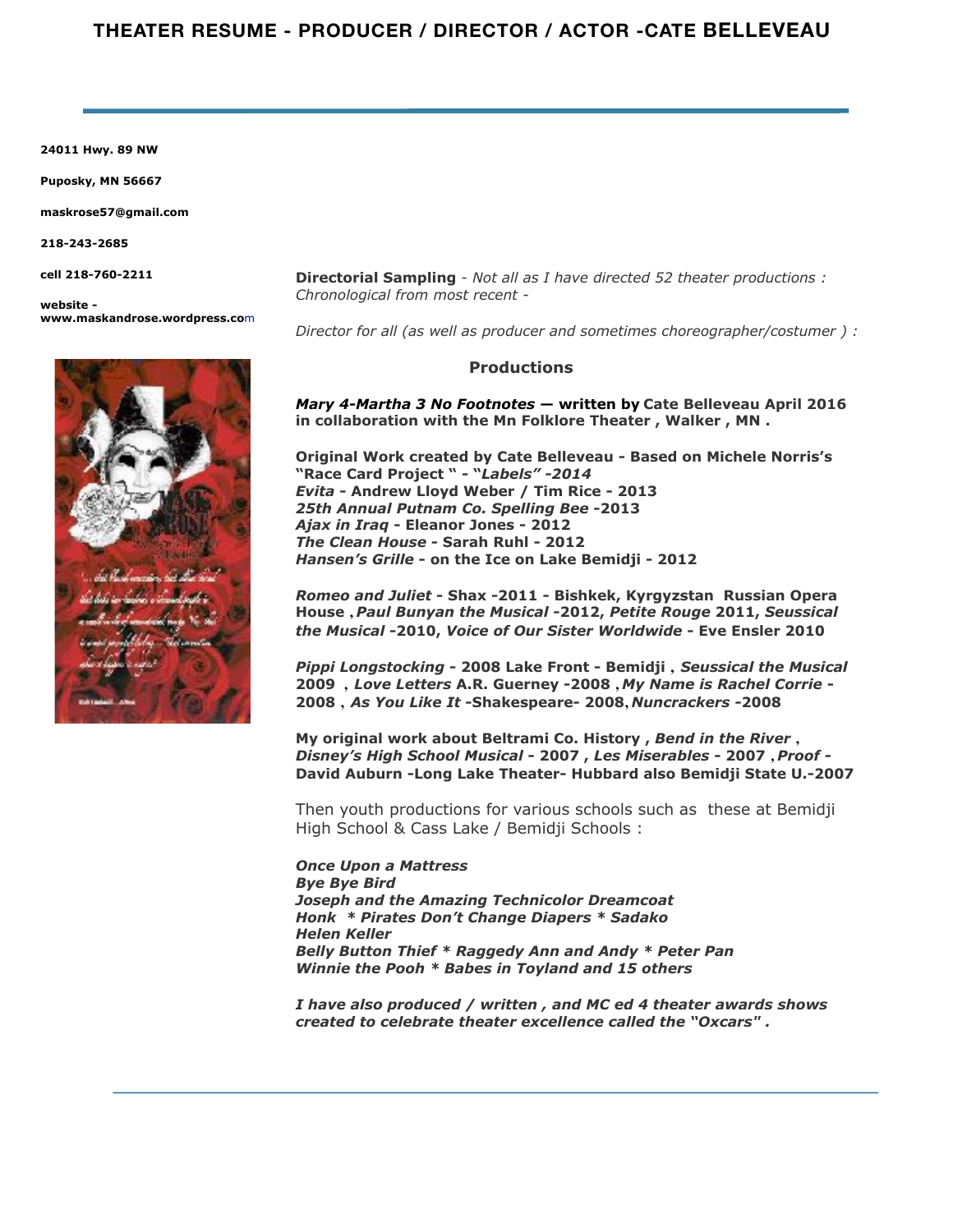# THEATER RESUME - PRODUCER / DIRECTOR / ACTOR -CATE BELLEVEAU

**24011 Hwy. 89 NW**

**Puposky, MN 56667**

**maskrose57@gmail.com**

**218-243-2685**

**cell 218-760-2211**

**website - www.maskandrose.wordpress.com**

**Directorial Sampling** - *Not all as I have directed 52 theater productions : Chronological from most recent -*

*Director for all (as well as producer and sometimes choreographer/costumer ) :*

## Productions

***Mary 4-Martha 3 No Footnotes* — written by Cate Belleveau April 2016 in collaboration with the Mn Folklore Theater , Walker , MN .**

**Original Work created by Cate Belleveau - Based on Michele Norris's "Race Card Project " - "*Labels" -2014***
***Evita* - Andrew Lloyd Weber / Tim Rice - 2013**
***25th Annual Putnam Co. Spelling Bee* -2013**
***Ajax in Iraq* - Eleanor Jones - 2012**
***The Clean House* - Sarah Ruhl - 2012**
***Hansen's Grille* - on the Ice on Lake Bemidji - 2012**

***Romeo and Juliet* - Shax -2011 - Bishkek, Kyrgyzstan Russian Opera House , *Paul Bunyan the Musical* -2012, *Petite Rouge* 2011, *Seussical the Musical* -2010, *Voice of Our Sister Worldwide* - Eve Ensler 2010**

***Pippi Longstocking* - 2008 Lake Front - Bemidji , *Seussical the Musical* 2009 , *Love Letters* A.R. Guerney -2008 , *My Name is Rachel Corrie* - 2008 , *As You Like It* -Shakespeare- 2008, *Nuncrackers* -2008**

**My original work about Beltrami Co. History , *Bend in the River* , *Disney's High School Musical* - 2007 , *Les Miserables* - 2007 , *Proof* - David Auburn -Long Lake Theater- Hubbard also Bemidji State U.-2007**

Then youth productions for various schools such as these at Bemidji High School & Cass Lake / Bemidji Schools :

***Once Upon a Mattress***
***Bye Bye Bird***
***Joseph and the Amazing Technicolor Dreamcoat***
***Honk * Pirates Don't Change Diapers * Sadako***
***Helen Keller***
***Belly Button Thief * Raggedy Ann and Andy * Peter Pan***
***Winnie the Pooh * Babes in Toyland and 15 others***

***I have also produced / written , and MC ed 4 theater awards shows created to celebrate theater excellence called the "Oxcars" .***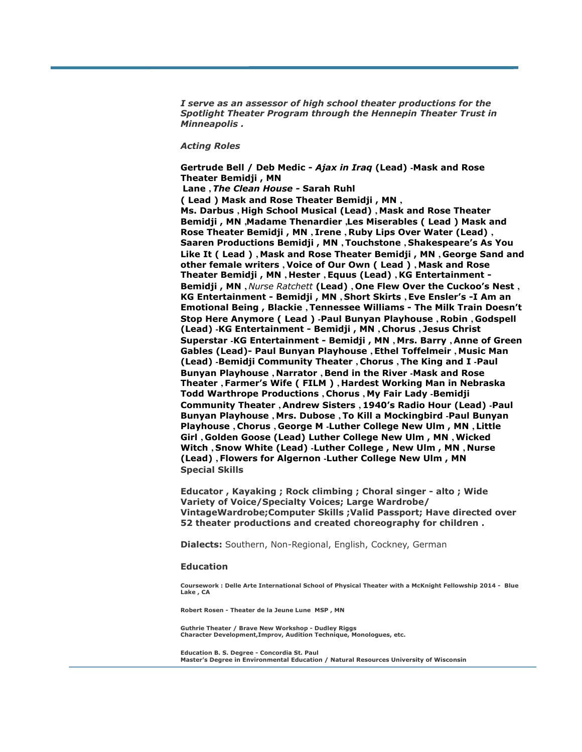*I serve as an assessor of high school theater productions for the Spotlight Theater Program through the Hennepin Theater Trust in Minneapolis .*

*Acting Roles*

**Gertrude Bell / Deb Medic - *Ajax in Iraq* (Lead) -Mask and Rose Theater Bemidji , MN**
**Lane , *The Clean House* - Sarah Ruhl**
**( Lead ) Mask and Rose Theater Bemidji , MN ,**
**Ms. Darbus , High School Musical (Lead) , Mask and Rose Theater Bemidji , MN ,Madame Thenardier ,Les Miserables ( Lead ) Mask and Rose Theater Bemidji , MN , Irene , Ruby Lips Over Water (Lead) , Saaren Productions Bemidji , MN , Touchstone , Shakespeare's As You Like It ( Lead ) , Mask and Rose Theater Bemidji , MN , George Sand and other female writers , Voice of Our Own ( Lead ) , Mask and Rose Theater Bemidji , MN , Hester , Equus (Lead) , KG Entertainment - Bemidji , MN ,** *Nurse Ratchett* **(Lead) , One Flew Over the Cuckoo's Nest , KG Entertainment - Bemidji , MN , Short Skirts , Eve Ensler's -I Am an Emotional Being , Blackie , Tennessee Williams - The Milk Train Doesn't Stop Here Anymore ( Lead ) -Paul Bunyan Playhouse , Robin , Godspell (Lead) -KG Entertainment - Bemidji , MN , Chorus , Jesus Christ Superstar -KG Entertainment - Bemidji , MN , Mrs. Barry , Anne of Green Gables (Lead)- Paul Bunyan Playhouse , Ethel Toffelmeir , Music Man (Lead) -Bemidji Community Theater , Chorus , The King and I -Paul Bunyan Playhouse , Narrator , Bend in the River -Mask and Rose Theater , Farmer's Wife ( FILM ) , Hardest Working Man in Nebraska Todd Warthrope Productions , Chorus , My Fair Lady -Bemidji Community Theater , Andrew Sisters , 1940's Radio Hour (Lead) -Paul Bunyan Playhouse , Mrs. Dubose , To Kill a Mockingbird -Paul Bunyan Playhouse , Chorus , George M -Luther College New Ulm , MN , Little Girl , Golden Goose (Lead) Luther College New Ulm , MN , Wicked Witch , Snow White (Lead) -Luther College , New Ulm , MN , Nurse (Lead) , Flowers for Algernon -Luther College New Ulm , MN**

**Special Skills**

**Educator , Kayaking ; Rock climbing ; Choral singer - alto ; Wide Variety of Voice/Specialty Voices; Large Wardrobe/ VintageWardrobe;Computer Skills ;Valid Passport; Have directed over 52 theater productions and created choreography for children .**

**Dialects:** Southern, Non-Regional, English, Cockney, German

**Education**

**Coursework : Delle Arte International School of Physical Theater with a McKnight Fellowship 2014 - Blue Lake , CA**

**Robert Rosen - Theater de la Jeune Lune MSP , MN**

**Guthrie Theater / Brave New Workshop - Dudley Riggs**
**Character Development,Improv, Audition Technique, Monologues, etc.**

**Education B. S. Degree - Concordia St. Paul**
**Master's Degree in Environmental Education / Natural Resources University of Wisconsin**